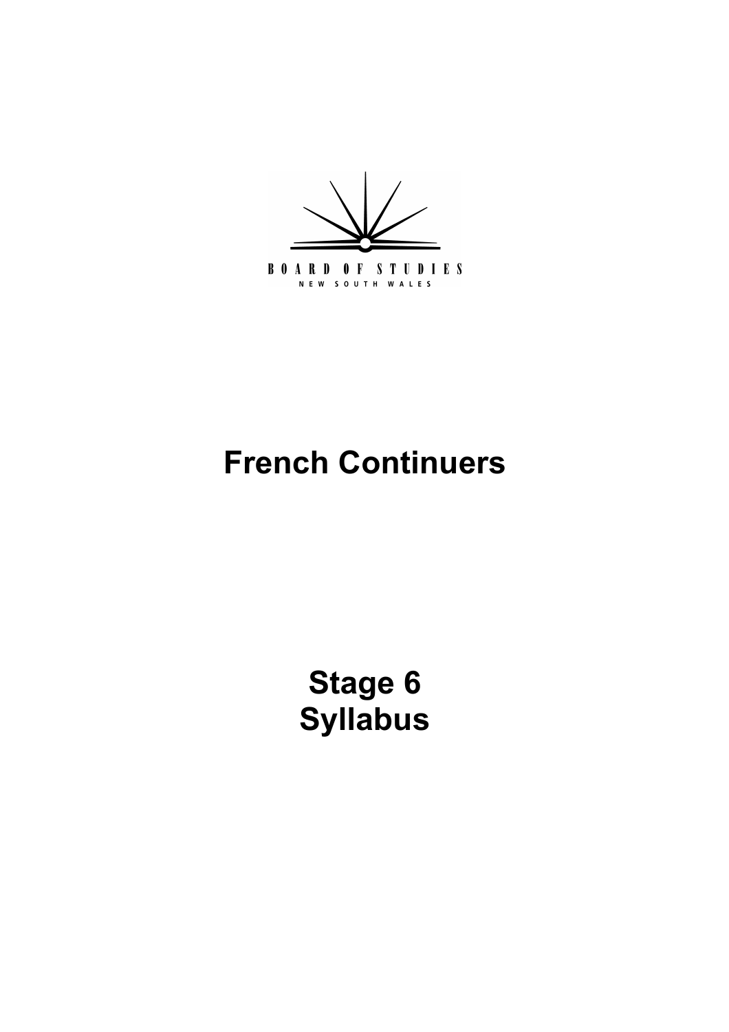BOARD OF STUDIES
NEW SOUTH WALES

# French Continuers

# Stage 6 Syllabus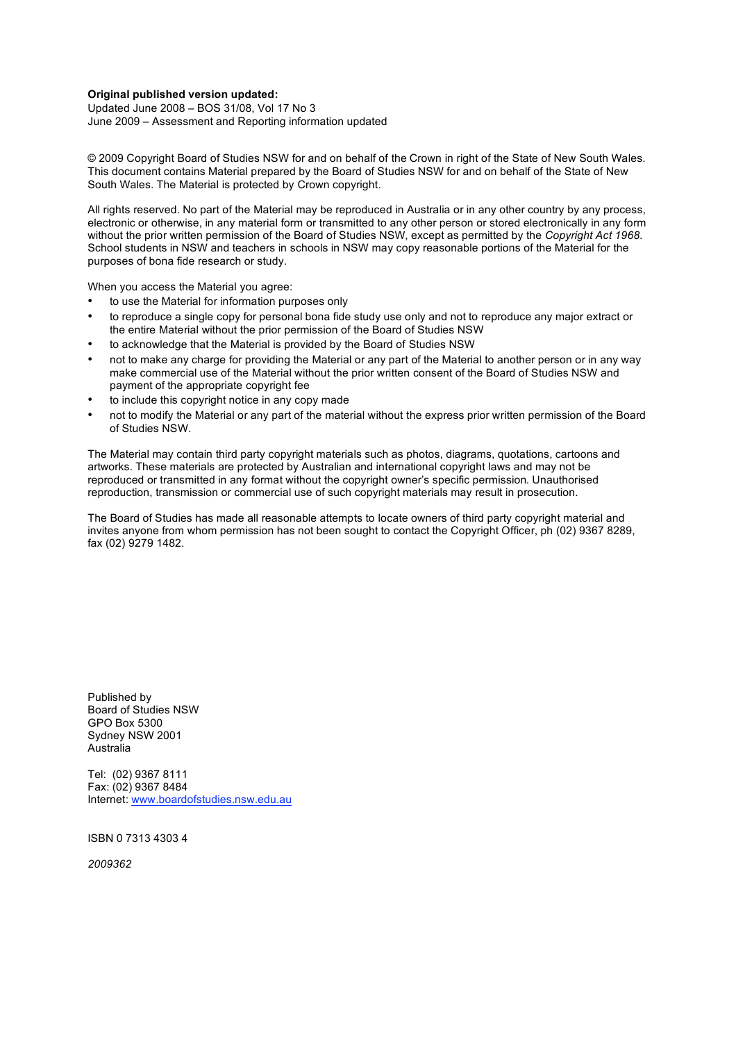**Original published version updated:**
Updated June 2008 – BOS 31/08, Vol 17 No 3
June 2009 – Assessment and Reporting information updated

© 2009 Copyright Board of Studies NSW for and on behalf of the Crown in right of the State of New South Wales. This document contains Material prepared by the Board of Studies NSW for and on behalf of the State of New South Wales. The Material is protected by Crown copyright.

All rights reserved. No part of the Material may be reproduced in Australia or in any other country by any process, electronic or otherwise, in any material form or transmitted to any other person or stored electronically in any form without the prior written permission of the Board of Studies NSW, except as permitted by the *Copyright Act 1968.* School students in NSW and teachers in schools in NSW may copy reasonable portions of the Material for the purposes of bona fide research or study.

When you access the Material you agree:

- to use the Material for information purposes only
- to reproduce a single copy for personal bona fide study use only and not to reproduce any major extract or the entire Material without the prior permission of the Board of Studies NSW
- to acknowledge that the Material is provided by the Board of Studies NSW
- not to make any charge for providing the Material or any part of the Material to another person or in any way make commercial use of the Material without the prior written consent of the Board of Studies NSW and payment of the appropriate copyright fee
- to include this copyright notice in any copy made
- not to modify the Material or any part of the material without the express prior written permission of the Board of Studies NSW.

The Material may contain third party copyright materials such as photos, diagrams, quotations, cartoons and artworks. These materials are protected by Australian and international copyright laws and may not be reproduced or transmitted in any format without the copyright owner's specific permission. Unauthorised reproduction, transmission or commercial use of such copyright materials may result in prosecution.

The Board of Studies has made all reasonable attempts to locate owners of third party copyright material and invites anyone from whom permission has not been sought to contact the Copyright Officer, ph (02) 9367 8289, fax (02) 9279 1482.

Published by
Board of Studies NSW
GPO Box 5300
Sydney NSW 2001
Australia

Tel: (02) 9367 8111
Fax: (02) 9367 8484
Internet: www.boardofstudies.nsw.edu.au

ISBN 0 7313 4303 4

*2009362*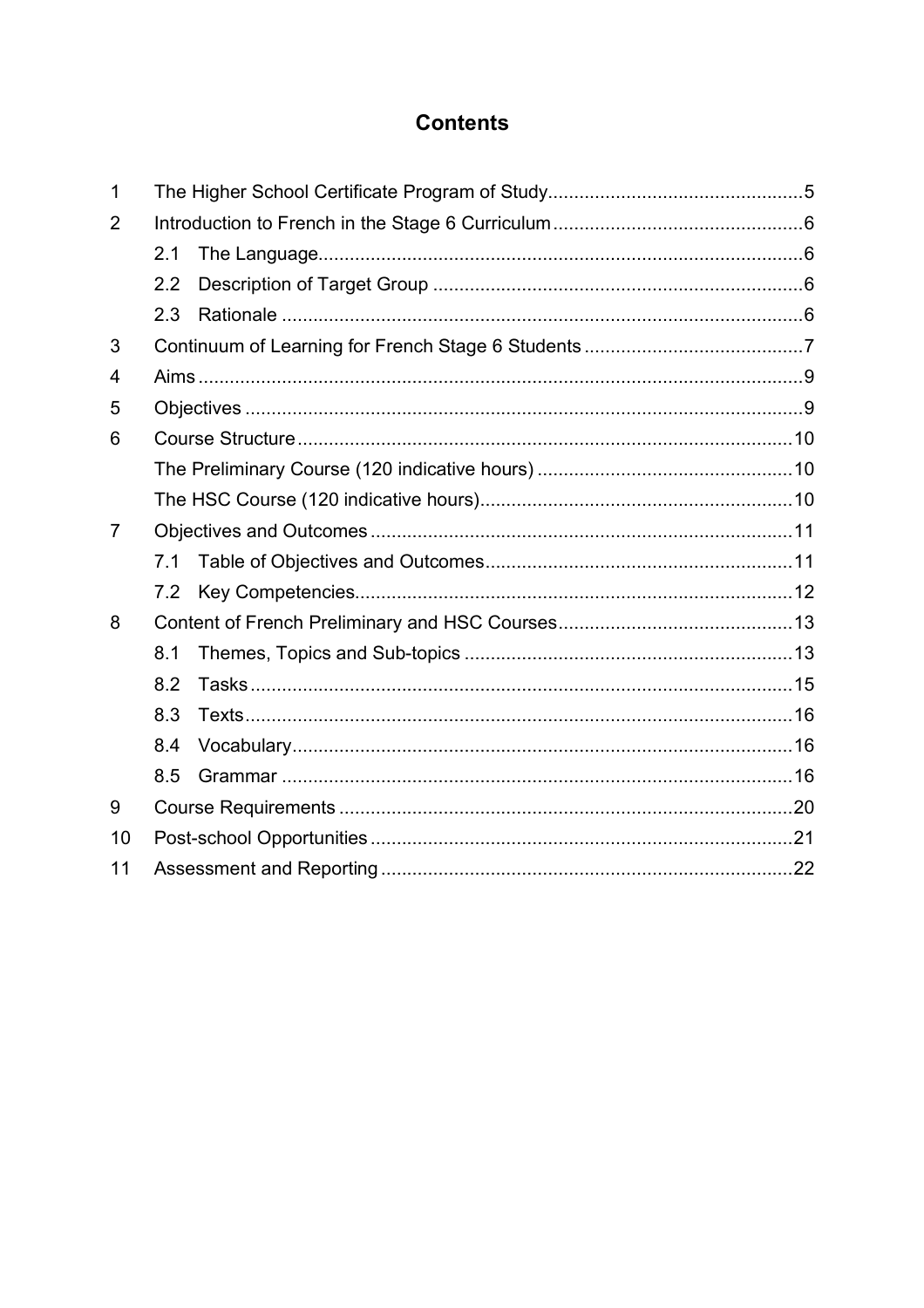# Contents

| | | |
|---|---|---|
| 1 | The Higher School Certificate Program of Study | 5 |
| 2 | Introduction to French in the Stage 6 Curriculum | 6 |
| | 2.1 The Language | 6 |
| | 2.2 Description of Target Group | 6 |
| | 2.3 Rationale | 6 |
| 3 | Continuum of Learning for French Stage 6 Students | 7 |
| 4 | Aims | 9 |
| 5 | Objectives | 9 |
| 6 | Course Structure | 10 |
| | The Preliminary Course (120 indicative hours) | 10 |
| | The HSC Course (120 indicative hours) | 10 |
| 7 | Objectives and Outcomes | 11 |
| | 7.1 Table of Objectives and Outcomes | 11 |
| | 7.2 Key Competencies | 12 |
| 8 | Content of French Preliminary and HSC Courses | 13 |
| | 8.1 Themes, Topics and Sub-topics | 13 |
| | 8.2 Tasks | 15 |
| | 8.3 Texts | 16 |
| | 8.4 Vocabulary | 16 |
| | 8.5 Grammar | 16 |
| 9 | Course Requirements | 20 |
| 10 | Post-school Opportunities | 21 |
| 11 | Assessment and Reporting | 22 |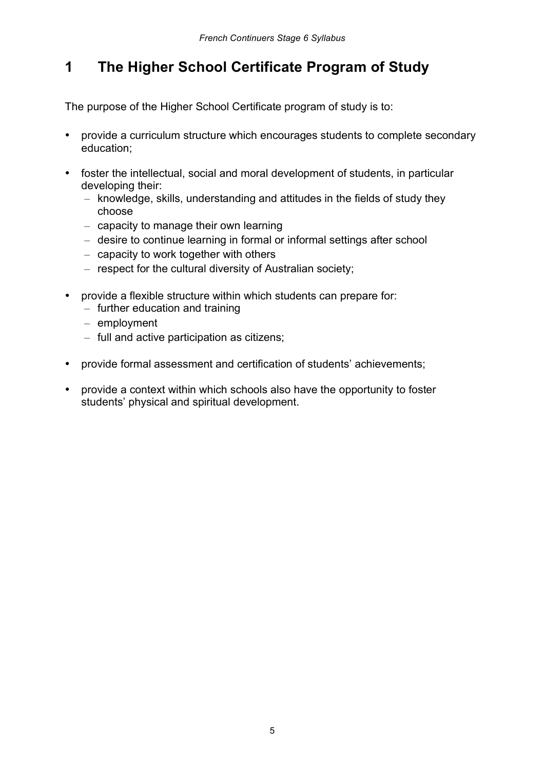# 1 The Higher School Certificate Program of Study

The purpose of the Higher School Certificate program of study is to:

- provide a curriculum structure which encourages students to complete secondary education;
- foster the intellectual, social and moral development of students, in particular developing their:
  - knowledge, skills, understanding and attitudes in the fields of study they choose
  - capacity to manage their own learning
  - desire to continue learning in formal or informal settings after school
  - capacity to work together with others
  - respect for the cultural diversity of Australian society;
- provide a flexible structure within which students can prepare for:
  - further education and training
  - employment
  - full and active participation as citizens;
- provide formal assessment and certification of students' achievements;
- provide a context within which schools also have the opportunity to foster students' physical and spiritual development.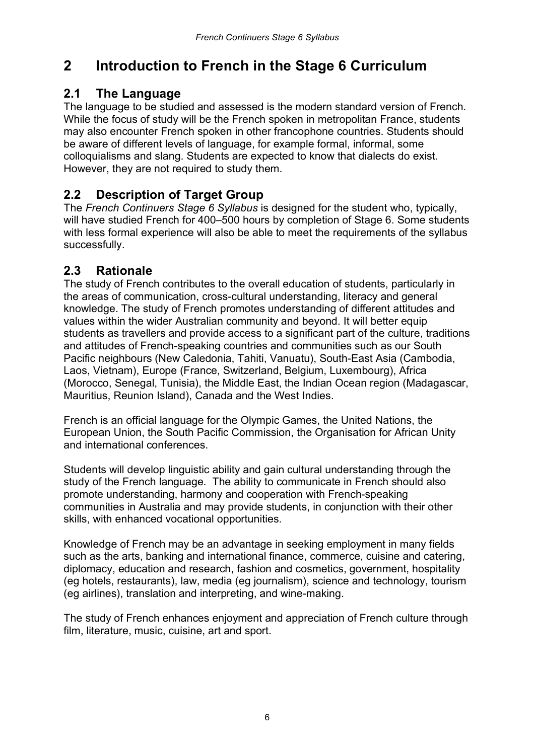# 2 Introduction to French in the Stage 6 Curriculum

## 2.1 The Language

The language to be studied and assessed is the modern standard version of French. While the focus of study will be the French spoken in metropolitan France, students may also encounter French spoken in other francophone countries. Students should be aware of different levels of language, for example formal, informal, some colloquialisms and slang. Students are expected to know that dialects do exist. However, they are not required to study them.

## 2.2 Description of Target Group

The *French Continuers Stage 6 Syllabus* is designed for the student who, typically, will have studied French for 400–500 hours by completion of Stage 6. Some students with less formal experience will also be able to meet the requirements of the syllabus successfully.

## 2.3 Rationale

The study of French contributes to the overall education of students, particularly in the areas of communication, cross-cultural understanding, literacy and general knowledge. The study of French promotes understanding of different attitudes and values within the wider Australian community and beyond. It will better equip students as travellers and provide access to a significant part of the culture, traditions and attitudes of French-speaking countries and communities such as our South Pacific neighbours (New Caledonia, Tahiti, Vanuatu), South-East Asia (Cambodia, Laos, Vietnam), Europe (France, Switzerland, Belgium, Luxembourg), Africa (Morocco, Senegal, Tunisia), the Middle East, the Indian Ocean region (Madagascar, Mauritius, Reunion Island), Canada and the West Indies.

French is an official language for the Olympic Games, the United Nations, the European Union, the South Pacific Commission, the Organisation for African Unity and international conferences.

Students will develop linguistic ability and gain cultural understanding through the study of the French language. The ability to communicate in French should also promote understanding, harmony and cooperation with French-speaking communities in Australia and may provide students, in conjunction with their other skills, with enhanced vocational opportunities.

Knowledge of French may be an advantage in seeking employment in many fields such as the arts, banking and international finance, commerce, cuisine and catering, diplomacy, education and research, fashion and cosmetics, government, hospitality (eg hotels, restaurants), law, media (eg journalism), science and technology, tourism (eg airlines), translation and interpreting, and wine-making.

The study of French enhances enjoyment and appreciation of French culture through film, literature, music, cuisine, art and sport.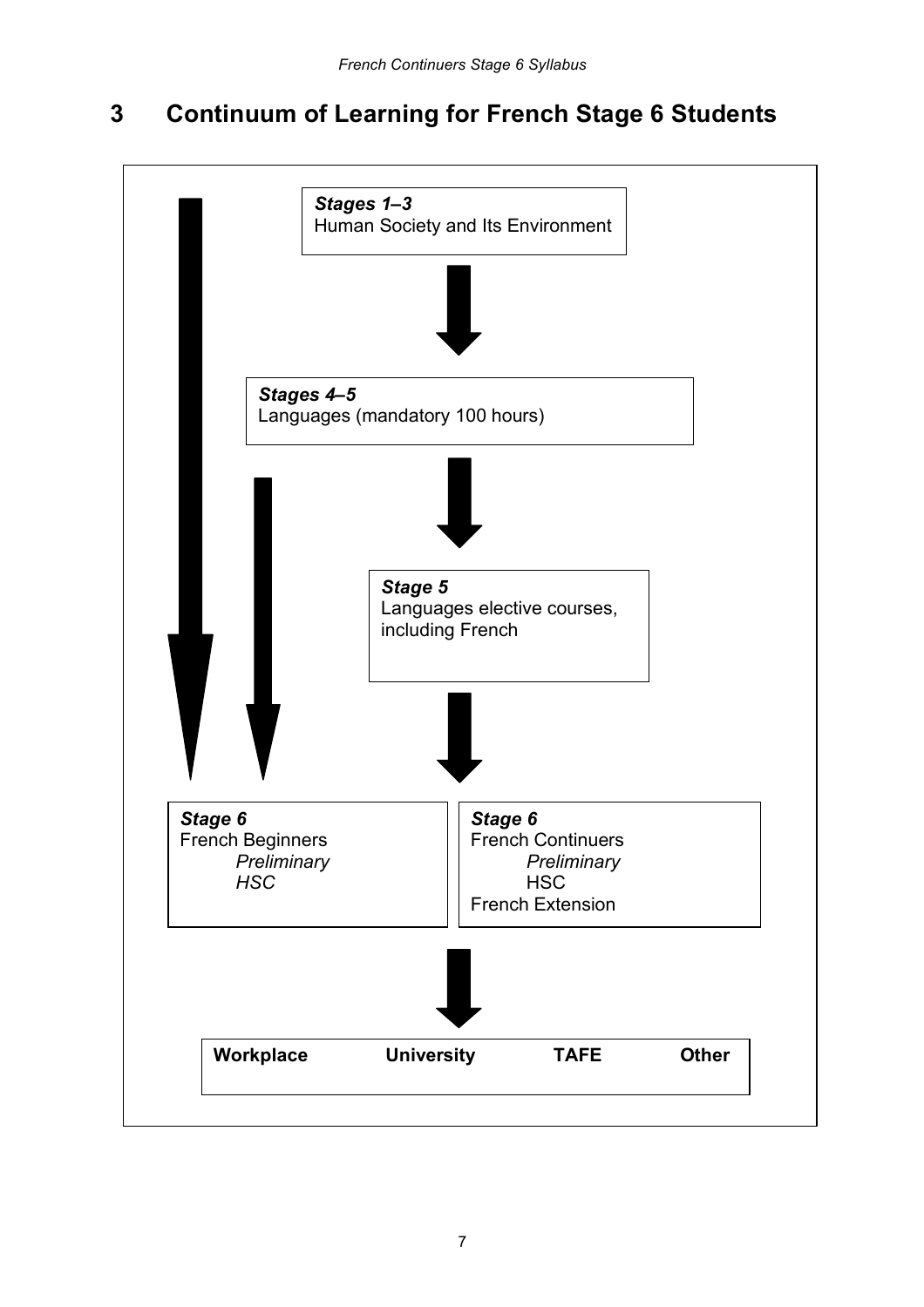# 3 Continuum of Learning for French Stage 6 Students

***Stages 1–3***
Human Society and Its Environment

***Stages 4–5***
Languages (mandatory 100 hours)

***Stage 5***
Languages elective courses, including French

***Stage 6***
French Beginners
- *Preliminary*
- *HSC*

***Stage 6***
French Continuers
- *Preliminary*
- HSC

French Extension

**Workplace** **University** **TAFE** **Other**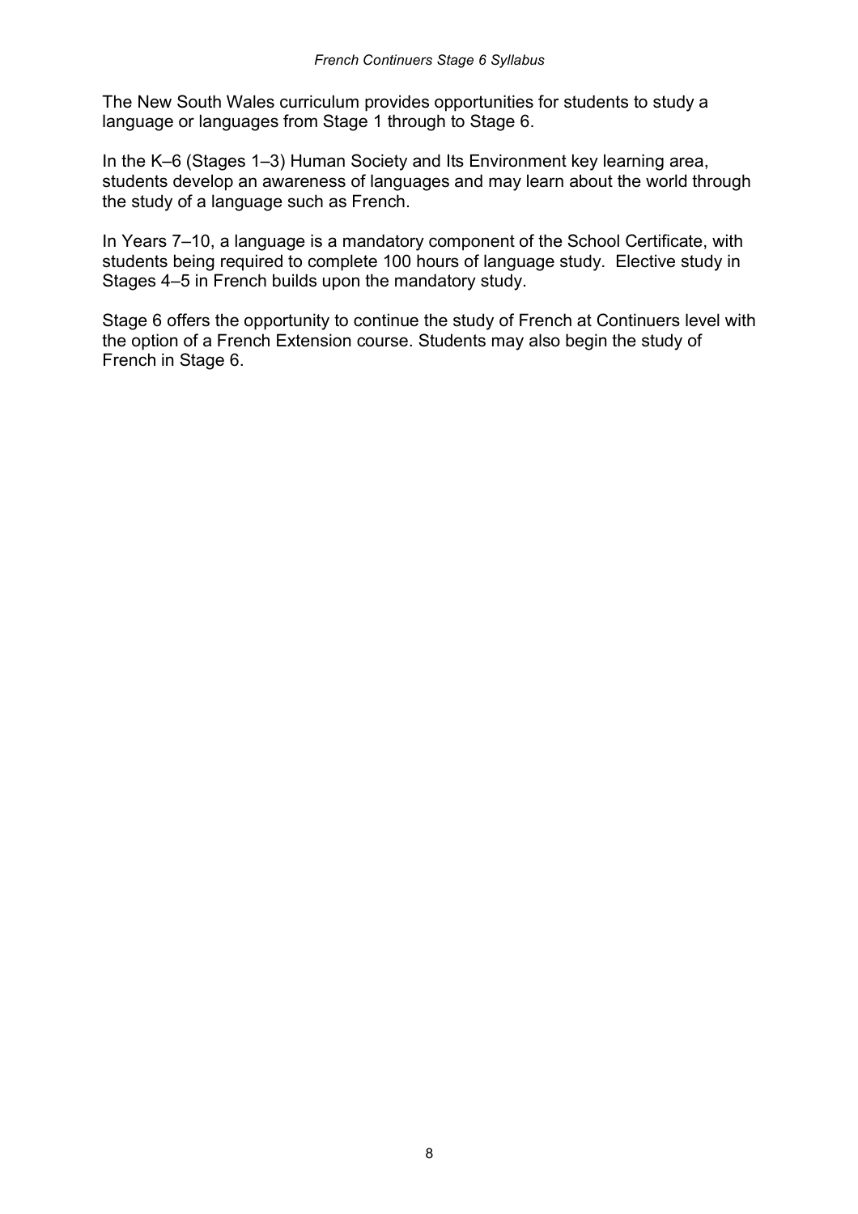The New South Wales curriculum provides opportunities for students to study a language or languages from Stage 1 through to Stage 6.

In the K–6 (Stages 1–3) Human Society and Its Environment key learning area, students develop an awareness of languages and may learn about the world through the study of a language such as French.

In Years 7–10, a language is a mandatory component of the School Certificate, with students being required to complete 100 hours of language study. Elective study in Stages 4–5 in French builds upon the mandatory study.

Stage 6 offers the opportunity to continue the study of French at Continuers level with the option of a French Extension course. Students may also begin the study of French in Stage 6.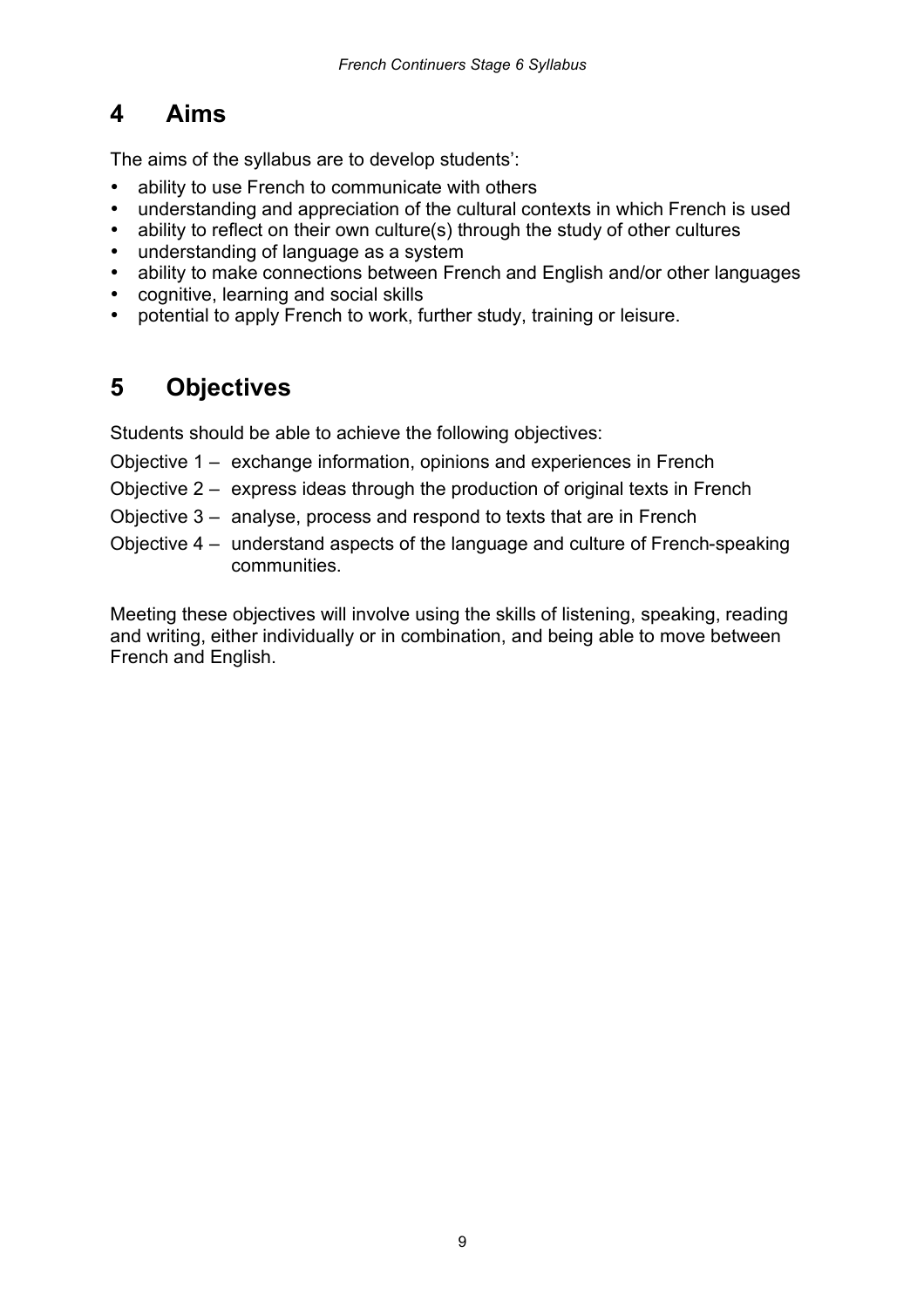## 4 Aims

The aims of the syllabus are to develop students':

- ability to use French to communicate with others
- understanding and appreciation of the cultural contexts in which French is used
- ability to reflect on their own culture(s) through the study of other cultures
- understanding of language as a system
- ability to make connections between French and English and/or other languages
- cognitive, learning and social skills
- potential to apply French to work, further study, training or leisure.

## 5 Objectives

Students should be able to achieve the following objectives:

Objective 1 – exchange information, opinions and experiences in French

Objective 2 – express ideas through the production of original texts in French

Objective 3 – analyse, process and respond to texts that are in French

Objective 4 – understand aspects of the language and culture of French-speaking communities.

Meeting these objectives will involve using the skills of listening, speaking, reading and writing, either individually or in combination, and being able to move between French and English.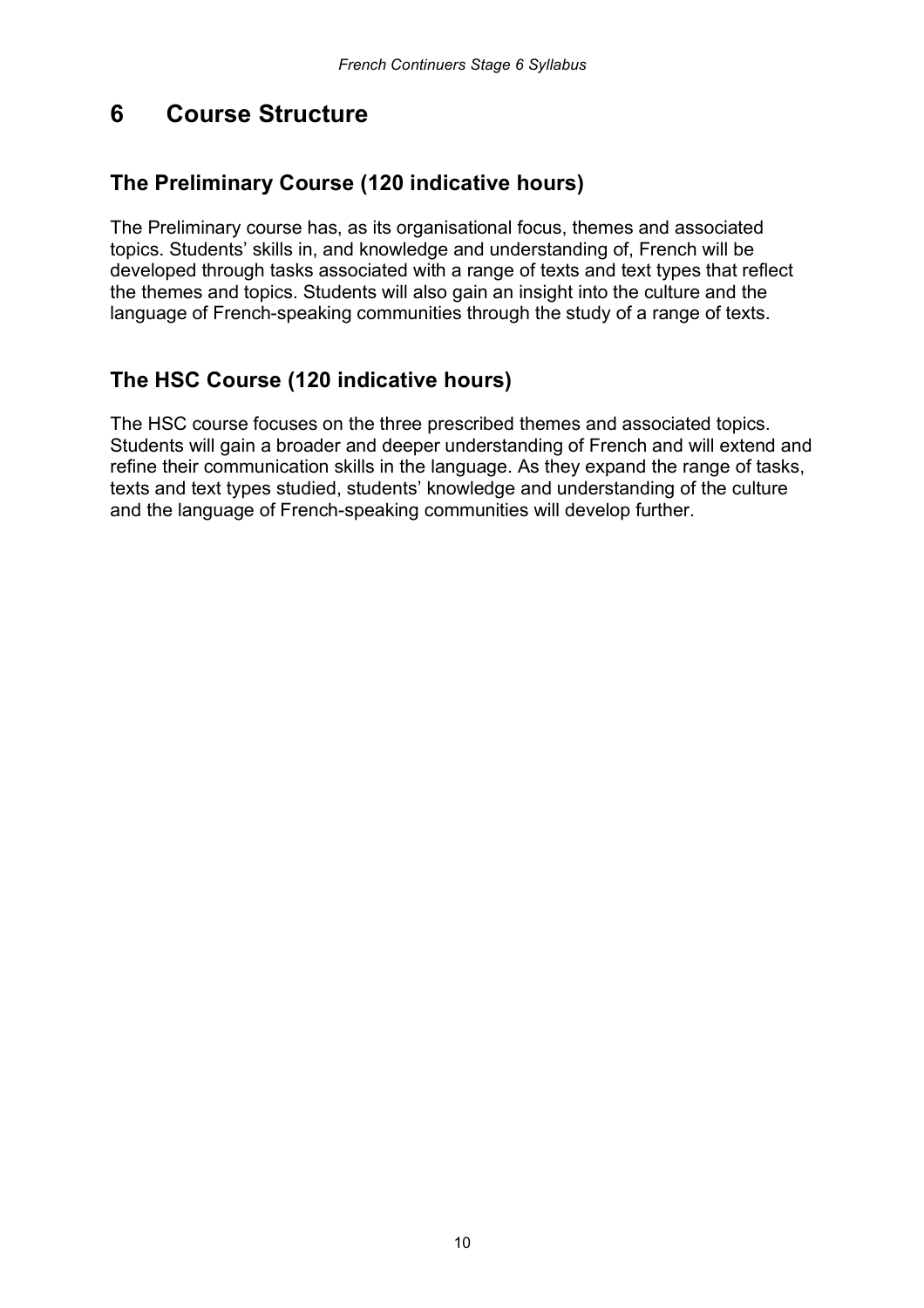# 6 Course Structure

## The Preliminary Course (120 indicative hours)

The Preliminary course has, as its organisational focus, themes and associated topics. Students' skills in, and knowledge and understanding of, French will be developed through tasks associated with a range of texts and text types that reflect the themes and topics. Students will also gain an insight into the culture and the language of French-speaking communities through the study of a range of texts.

## The HSC Course (120 indicative hours)

The HSC course focuses on the three prescribed themes and associated topics. Students will gain a broader and deeper understanding of French and will extend and refine their communication skills in the language. As they expand the range of tasks, texts and text types studied, students' knowledge and understanding of the culture and the language of French-speaking communities will develop further.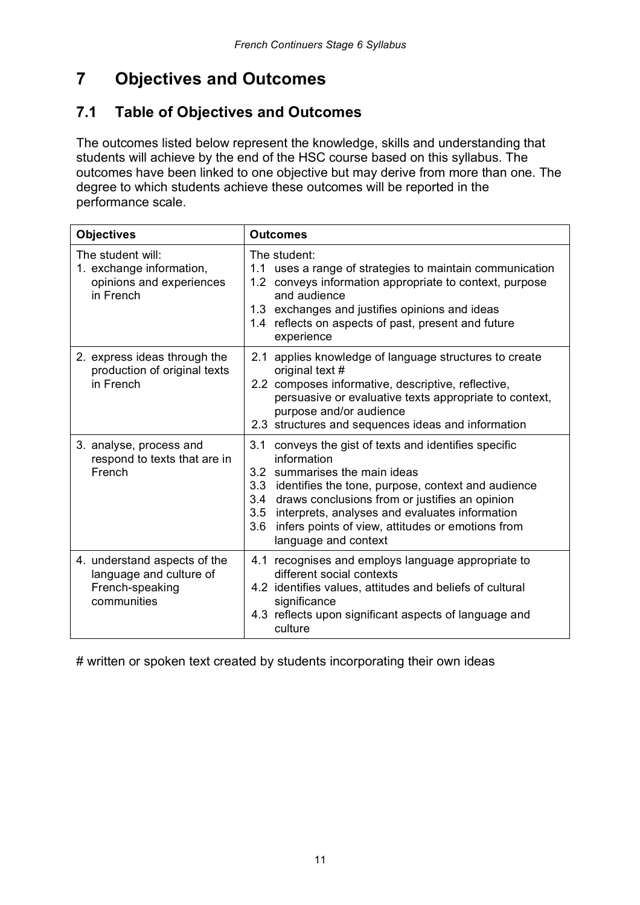# 7 Objectives and Outcomes

## 7.1 Table of Objectives and Outcomes

The outcomes listed below represent the knowledge, skills and understanding that students will achieve by the end of the HSC course based on this syllabus. The outcomes have been linked to one objective but may derive from more than one. The degree to which students achieve these outcomes will be reported in the performance scale.

| Objectives | Outcomes |
|---|---|
| The student will:<br>1. exchange information, opinions and experiences in French | The student:<br>1.1 uses a range of strategies to maintain communication<br>1.2 conveys information appropriate to context, purpose and audience<br>1.3 exchanges and justifies opinions and ideas<br>1.4 reflects on aspects of past, present and future experience |
| 2. express ideas through the production of original texts in French | 2.1 applies knowledge of language structures to create original text #<br>2.2 composes informative, descriptive, reflective, persuasive or evaluative texts appropriate to context, purpose and/or audience<br>2.3 structures and sequences ideas and information |
| 3. analyse, process and respond to texts that are in French | 3.1 conveys the gist of texts and identifies specific information<br>3.2 summarises the main ideas<br>3.3 identifies the tone, purpose, context and audience<br>3.4 draws conclusions from or justifies an opinion<br>3.5 interprets, analyses and evaluates information<br>3.6 infers points of view, attitudes or emotions from language and context |
| 4. understand aspects of the language and culture of French-speaking communities | 4.1 recognises and employs language appropriate to different social contexts<br>4.2 identifies values, attitudes and beliefs of cultural significance<br>4.3 reflects upon significant aspects of language and culture |

# written or spoken text created by students incorporating their own ideas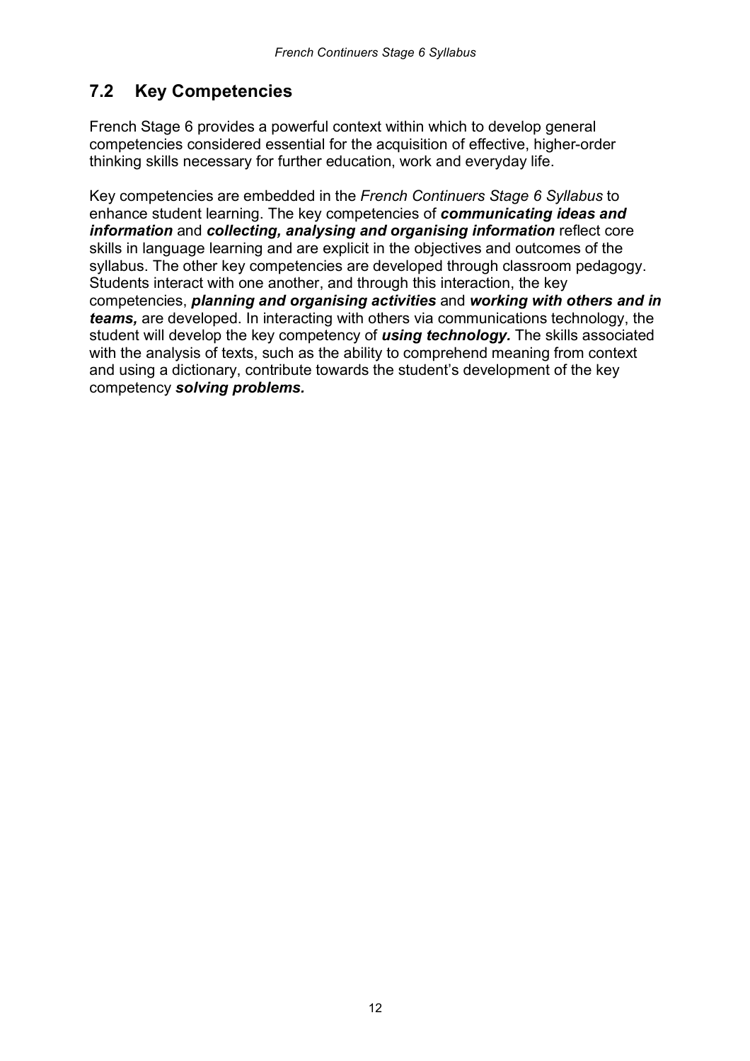## 7.2 Key Competencies

French Stage 6 provides a powerful context within which to develop general competencies considered essential for the acquisition of effective, higher-order thinking skills necessary for further education, work and everyday life.

Key competencies are embedded in the *French Continuers Stage 6 Syllabus* to enhance student learning. The key competencies of ***communicating ideas and information*** and ***collecting, analysing and organising information*** reflect core skills in language learning and are explicit in the objectives and outcomes of the syllabus. The other key competencies are developed through classroom pedagogy. Students interact with one another, and through this interaction, the key competencies, ***planning and organising activities*** and ***working with others and in teams,*** are developed. In interacting with others via communications technology, the student will develop the key competency of ***using technology.*** The skills associated with the analysis of texts, such as the ability to comprehend meaning from context and using a dictionary, contribute towards the student's development of the key competency ***solving problems.***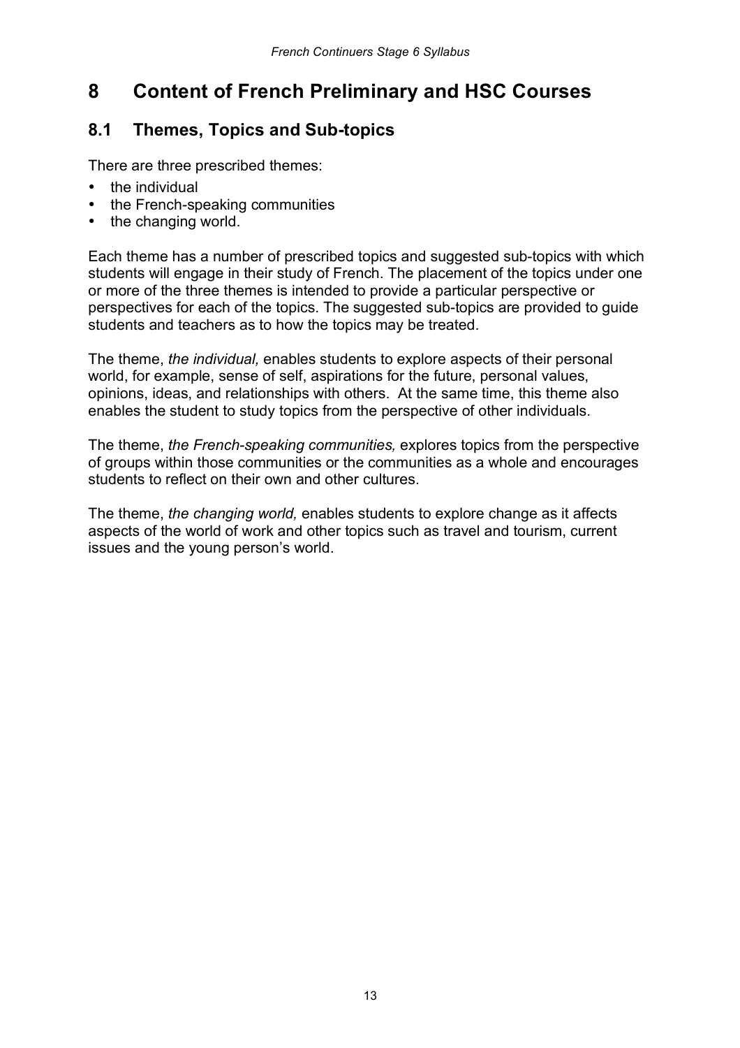# 8 Content of French Preliminary and HSC Courses

## 8.1 Themes, Topics and Sub-topics

There are three prescribed themes:

- the individual
- the French-speaking communities
- the changing world.

Each theme has a number of prescribed topics and suggested sub-topics with which students will engage in their study of French. The placement of the topics under one or more of the three themes is intended to provide a particular perspective or perspectives for each of the topics. The suggested sub-topics are provided to guide students and teachers as to how the topics may be treated.

The theme, *the individual,* enables students to explore aspects of their personal world, for example, sense of self, aspirations for the future, personal values, opinions, ideas, and relationships with others. At the same time, this theme also enables the student to study topics from the perspective of other individuals.

The theme, *the French-speaking communities,* explores topics from the perspective of groups within those communities or the communities as a whole and encourages students to reflect on their own and other cultures.

The theme, *the changing world,* enables students to explore change as it affects aspects of the world of work and other topics such as travel and tourism, current issues and the young person's world.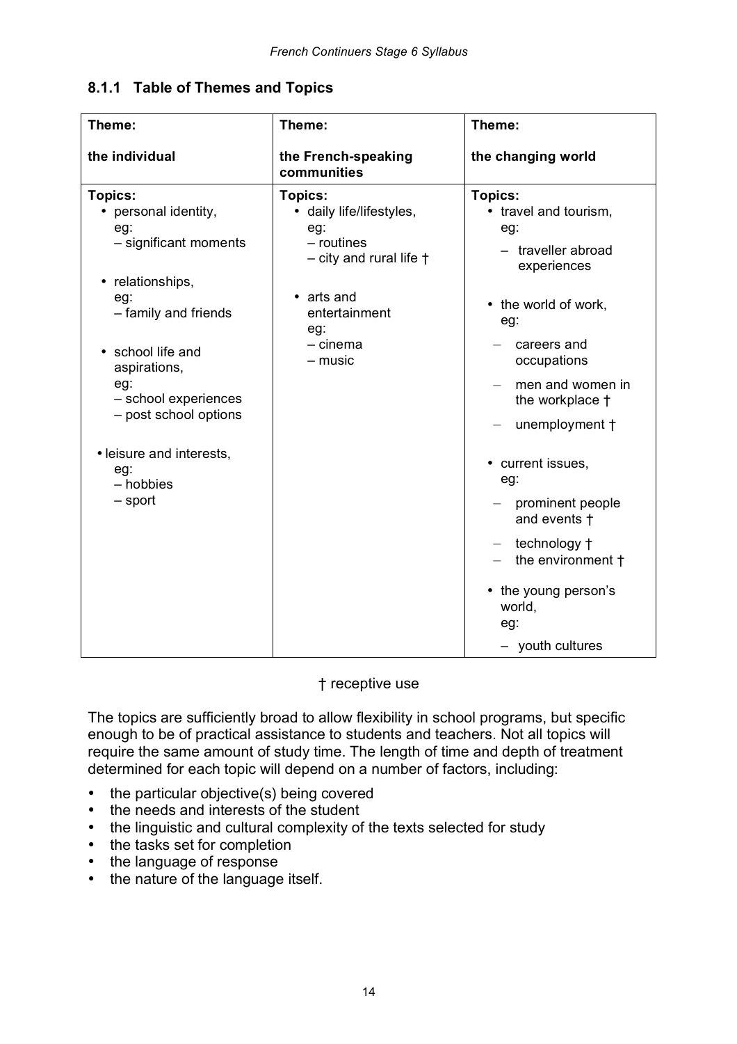### 8.1.1 Table of Themes and Topics

| Theme:<br><br>**the individual** | Theme:<br><br>**the French-speaking communities** | Theme:<br><br>**the changing world** |
|---|---|---|
| **Topics:**<br>• personal identity, eg:<br>– significant moments<br><br>• relationships, eg:<br>– family and friends<br><br>• school life and aspirations, eg:<br>– school experiences<br>– post school options<br><br>• leisure and interests, eg:<br>– hobbies<br>– sport | **Topics:**<br>• daily life/lifestyles, eg:<br>– routines<br>– city and rural life †<br><br>• arts and entertainment eg:<br>– cinema<br>– music | **Topics:**<br>• travel and tourism, eg:<br>– traveller abroad experiences<br><br>• the world of work, eg:<br>– careers and occupations<br>– men and women in the workplace †<br>– unemployment †<br><br>• current issues, eg:<br>– prominent people and events †<br>– technology †<br>– the environment †<br><br>• the young person's world, eg:<br>– youth cultures |

† receptive use

The topics are sufficiently broad to allow flexibility in school programs, but specific enough to be of practical assistance to students and teachers. Not all topics will require the same amount of study time. The length of time and depth of treatment determined for each topic will depend on a number of factors, including:

- the particular objective(s) being covered
- the needs and interests of the student
- the linguistic and cultural complexity of the texts selected for study
- the tasks set for completion
- the language of response
- the nature of the language itself.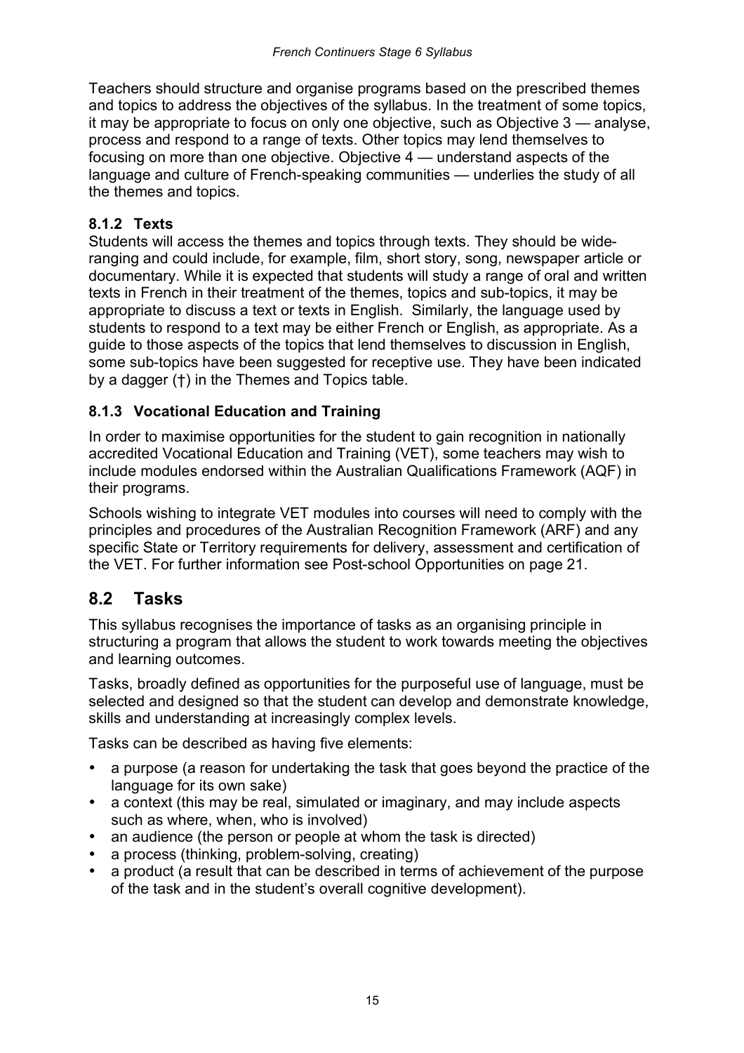Teachers should structure and organise programs based on the prescribed themes and topics to address the objectives of the syllabus. In the treatment of some topics, it may be appropriate to focus on only one objective, such as Objective 3 — analyse, process and respond to a range of texts. Other topics may lend themselves to focusing on more than one objective. Objective 4 — understand aspects of the language and culture of French-speaking communities — underlies the study of all the themes and topics.

### 8.1.2 Texts

Students will access the themes and topics through texts. They should be wide-ranging and could include, for example, film, short story, song, newspaper article or documentary. While it is expected that students will study a range of oral and written texts in French in their treatment of the themes, topics and sub-topics, it may be appropriate to discuss a text or texts in English. Similarly, the language used by students to respond to a text may be either French or English, as appropriate. As a guide to those aspects of the topics that lend themselves to discussion in English, some sub-topics have been suggested for receptive use. They have been indicated by a dagger (†) in the Themes and Topics table.

### 8.1.3 Vocational Education and Training

In order to maximise opportunities for the student to gain recognition in nationally accredited Vocational Education and Training (VET), some teachers may wish to include modules endorsed within the Australian Qualifications Framework (AQF) in their programs.

Schools wishing to integrate VET modules into courses will need to comply with the principles and procedures of the Australian Recognition Framework (ARF) and any specific State or Territory requirements for delivery, assessment and certification of the VET. For further information see Post-school Opportunities on page 21.

## 8.2 Tasks

This syllabus recognises the importance of tasks as an organising principle in structuring a program that allows the student to work towards meeting the objectives and learning outcomes.

Tasks, broadly defined as opportunities for the purposeful use of language, must be selected and designed so that the student can develop and demonstrate knowledge, skills and understanding at increasingly complex levels.

Tasks can be described as having five elements:

- a purpose (a reason for undertaking the task that goes beyond the practice of the language for its own sake)
- a context (this may be real, simulated or imaginary, and may include aspects such as where, when, who is involved)
- an audience (the person or people at whom the task is directed)
- a process (thinking, problem-solving, creating)
- a product (a result that can be described in terms of achievement of the purpose of the task and in the student's overall cognitive development).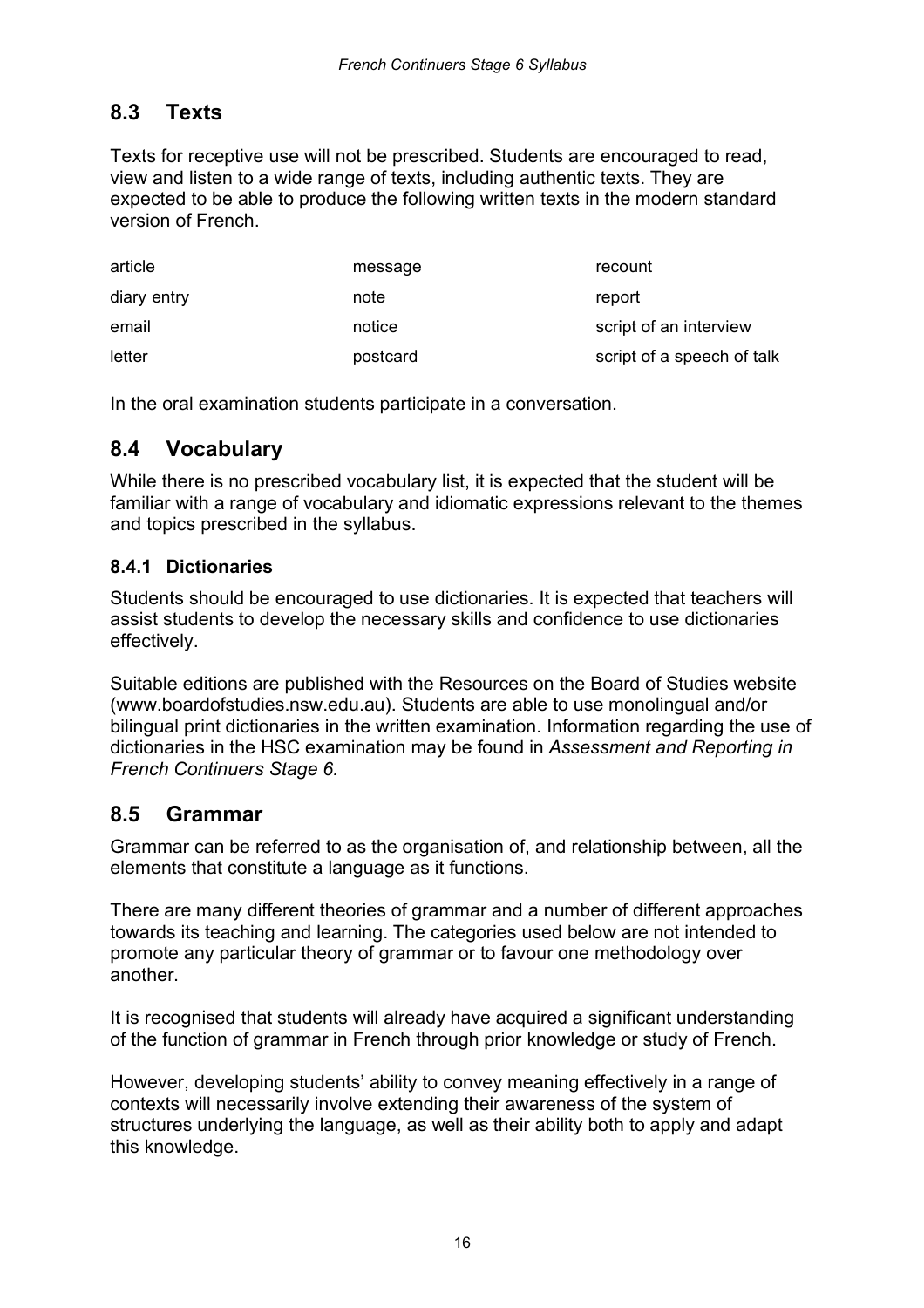## 8.3 Texts

Texts for receptive use will not be prescribed. Students are encouraged to read, view and listen to a wide range of texts, including authentic texts. They are expected to be able to produce the following written texts in the modern standard version of French.

| | | |
|---|---|---|
| article | message | recount |
| diary entry | note | report |
| email | notice | script of an interview |
| letter | postcard | script of a speech of talk |

In the oral examination students participate in a conversation.

## 8.4 Vocabulary

While there is no prescribed vocabulary list, it is expected that the student will be familiar with a range of vocabulary and idiomatic expressions relevant to the themes and topics prescribed in the syllabus.

### 8.4.1 Dictionaries

Students should be encouraged to use dictionaries. It is expected that teachers will assist students to develop the necessary skills and confidence to use dictionaries effectively.

Suitable editions are published with the Resources on the Board of Studies website (www.boardofstudies.nsw.edu.au). Students are able to use monolingual and/or bilingual print dictionaries in the written examination. Information regarding the use of dictionaries in the HSC examination may be found in *Assessment and Reporting in French Continuers Stage 6.*

## 8.5 Grammar

Grammar can be referred to as the organisation of, and relationship between, all the elements that constitute a language as it functions.

There are many different theories of grammar and a number of different approaches towards its teaching and learning. The categories used below are not intended to promote any particular theory of grammar or to favour one methodology over another.

It is recognised that students will already have acquired a significant understanding of the function of grammar in French through prior knowledge or study of French.

However, developing students' ability to convey meaning effectively in a range of contexts will necessarily involve extending their awareness of the system of structures underlying the language, as well as their ability both to apply and adapt this knowledge.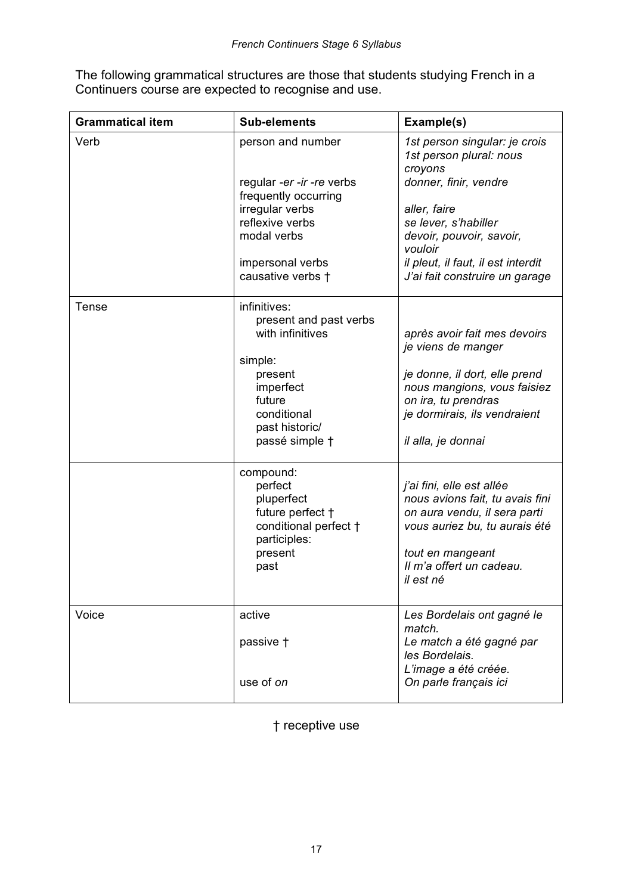The following grammatical structures are those that students studying French in a Continuers course are expected to recognise and use.

| Grammatical item | Sub-elements | Example(s) |
|---|---|---|
| Verb | person and number | *1st person singular: je crois*<br>*1st person plural: nous croyons* |
| | regular *-er -ir -re* verbs | *donner, finir, vendre* |
| | frequently occurring irregular verbs | *aller, faire* |
| | reflexive verbs | *se lever, s'habiller* |
| | modal verbs | *devoir, pouvoir, savoir, vouloir* |
| | impersonal verbs | *il pleut, il faut, il est interdit* |
| | causative verbs † | *J'ai fait construire un garage* |
| Tense | infinitives:<br>present and past verbs with infinitives | *après avoir fait mes devoirs*<br>*je viens de manger* |
| | simple:<br>present | *je donne, il dort, elle prend* |
| | imperfect | *nous mangions, vous faisiez* |
| | future | *on ira, tu prendras* |
| | conditional | *je dormirais, ils vendraient* |
| | past historic/ passé simple † | *il alla, je donnai* |
| | compound:<br>perfect | *j'ai fini, elle est allée* |
| | pluperfect | *nous avions fait, tu avais fini* |
| | future perfect † | *on aura vendu, il sera parti* |
| | conditional perfect † | *vous auriez bu, tu aurais été* |
| | participles:<br>present | *tout en mangeant* |
| | past | *Il m'a offert un cadeau.*<br>*il est né* |
| Voice | active | *Les Bordelais ont gagné le match.* |
| | passive † | *Le match a été gagné par les Bordelais.*<br>*L'image a été créée.* |
| | use of *on* | *On parle français ici* |

† receptive use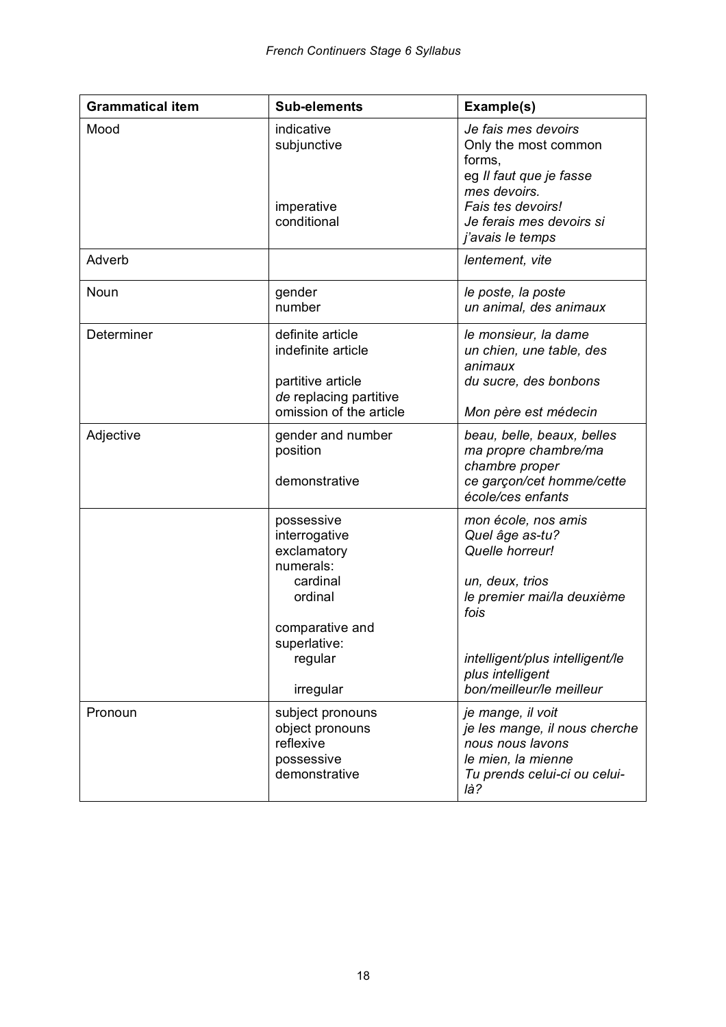| Grammatical item | Sub-elements | Example(s) |
|---|---|---|
| Mood | indicative<br>subjunctive<br><br><br>imperative<br>conditional | *Je fais mes devoirs*<br>Only the most common forms, eg *Il faut que je fasse mes devoirs.*<br>*Fais tes devoirs!*<br>*Je ferais mes devoirs si j'avais le temps* |
| Adverb | | *lentement, vite* |
| Noun | gender<br>number | *le poste, la poste*<br>*un animal, des animaux* |
| Determiner | definite article<br>indefinite article<br><br>partitive article<br>*de* replacing partitive<br>omission of the article | *le monsieur, la dame*<br>*un chien, une table, des animaux*<br>*du sucre, des bonbons*<br><br>*Mon père est médecin* |
| Adjective | gender and number<br>position<br><br>demonstrative | *beau, belle, beaux, belles*<br>*ma propre chambre/ma chambre proper*<br>*ce garçon/cet homme/cette école/ces enfants* |
| | possessive<br>interrogative<br>exclamatory<br>numerals:<br>cardinal<br>ordinal<br><br>comparative and superlative:<br>regular<br><br>irregular | *mon école, nos amis*<br>*Quel âge as-tu?*<br>*Quelle horreur!*<br><br>*un, deux, trios*<br>*le premier mai/la deuxième fois*<br><br><br>*intelligent/plus intelligent/le plus intelligent*<br>*bon/meilleur/le meilleur* |
| Pronoun | subject pronouns<br>object pronouns<br>reflexive<br>possessive<br>demonstrative | *je mange, il voit*<br>*je les mange, il nous cherche*<br>*nous nous lavons*<br>*le mien, la mienne*<br>*Tu prends celui-ci ou celui-là?* |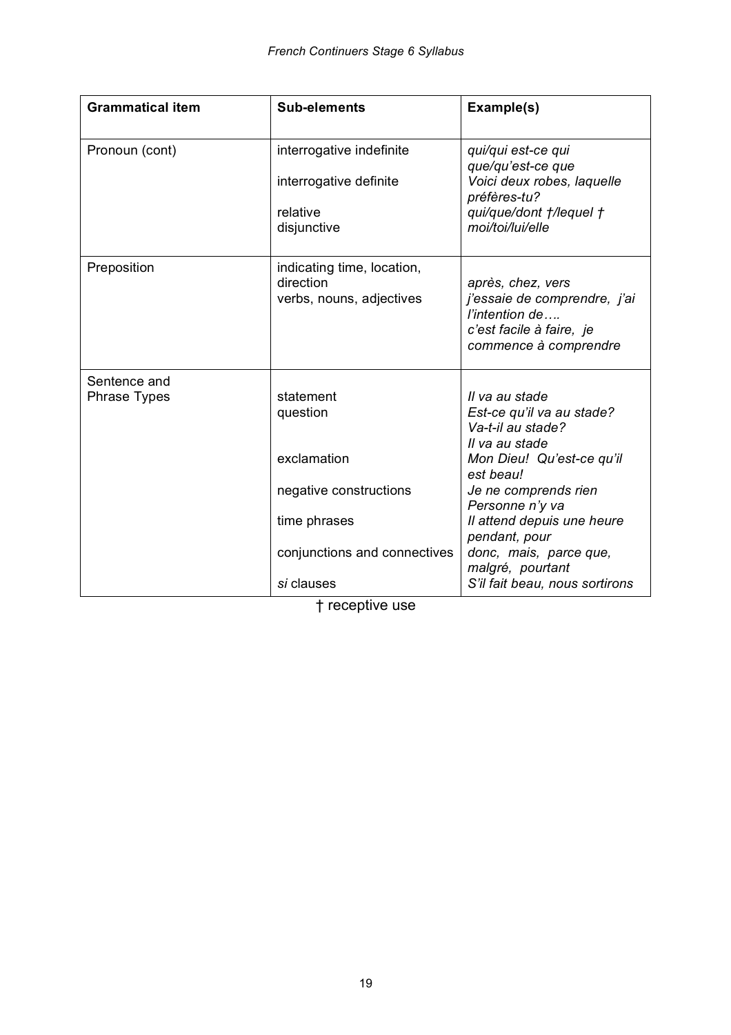| Grammatical item | Sub-elements | Example(s) |
|---|---|---|
| Pronoun (cont) | interrogative indefinite<br><br>interrogative definite<br><br>relative<br>disjunctive | *qui/qui est-ce qui*<br>*que/qu'est-ce que*<br>*Voici deux robes, laquelle préfères-tu?*<br>*qui/que/dont †/lequel †*<br>*moi/toi/lui/elle* |
| Preposition | indicating time, location, direction<br>verbs, nouns, adjectives | *après, chez, vers*<br>*j'essaie de comprendre, j'ai l'intention de….*<br>*c'est facile à faire, je commence à comprendre* |
| Sentence and Phrase Types | statement<br>question<br><br><br>exclamation<br><br>negative constructions<br><br>time phrases<br><br>conjunctions and connectives<br><br>*si* clauses | *Il va au stade*<br>*Est-ce qu'il va au stade?*<br>*Va-t-il au stade?*<br>*Il va au stade*<br>*Mon Dieu! Qu'est-ce qu'il est beau!*<br>*Je ne comprends rien*<br>*Personne n'y va*<br>*Il attend depuis une heure*<br>*pendant, pour*<br>*donc, mais, parce que, malgré, pourtant*<br>*S'il fait beau, nous sortirons* |

† receptive use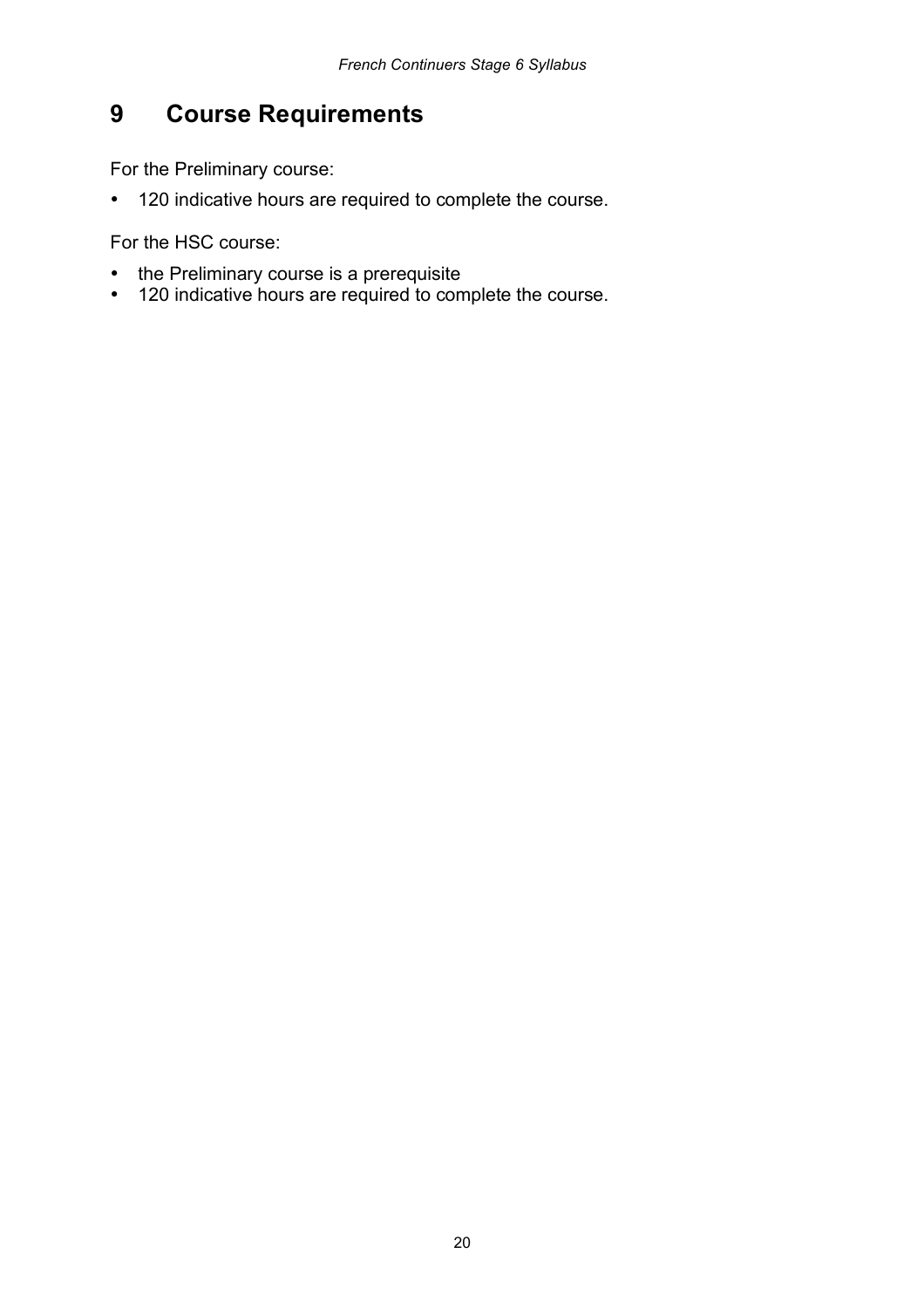# 9 Course Requirements

For the Preliminary course:

- 120 indicative hours are required to complete the course.

For the HSC course:

- the Preliminary course is a prerequisite
- 120 indicative hours are required to complete the course.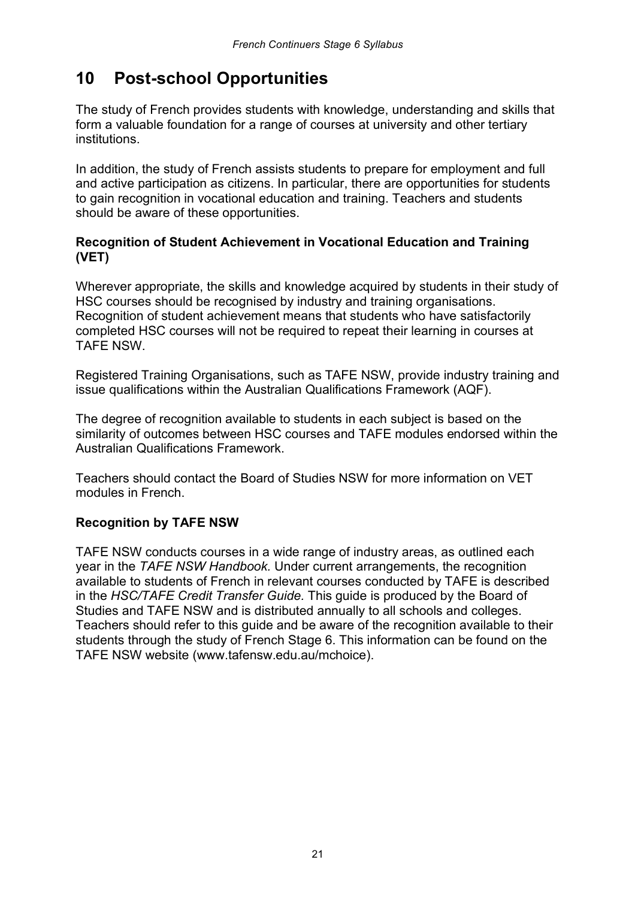# 10 Post-school Opportunities

The study of French provides students with knowledge, understanding and skills that form a valuable foundation for a range of courses at university and other tertiary institutions.

In addition, the study of French assists students to prepare for employment and full and active participation as citizens. In particular, there are opportunities for students to gain recognition in vocational education and training. Teachers and students should be aware of these opportunities.

### Recognition of Student Achievement in Vocational Education and Training (VET)

Wherever appropriate, the skills and knowledge acquired by students in their study of HSC courses should be recognised by industry and training organisations. Recognition of student achievement means that students who have satisfactorily completed HSC courses will not be required to repeat their learning in courses at TAFE NSW.

Registered Training Organisations, such as TAFE NSW, provide industry training and issue qualifications within the Australian Qualifications Framework (AQF).

The degree of recognition available to students in each subject is based on the similarity of outcomes between HSC courses and TAFE modules endorsed within the Australian Qualifications Framework.

Teachers should contact the Board of Studies NSW for more information on VET modules in French.

### Recognition by TAFE NSW

TAFE NSW conducts courses in a wide range of industry areas, as outlined each year in the *TAFE NSW Handbook.* Under current arrangements, the recognition available to students of French in relevant courses conducted by TAFE is described in the *HSC/TAFE Credit Transfer Guide.* This guide is produced by the Board of Studies and TAFE NSW and is distributed annually to all schools and colleges. Teachers should refer to this guide and be aware of the recognition available to their students through the study of French Stage 6. This information can be found on the TAFE NSW website (www.tafensw.edu.au/mchoice).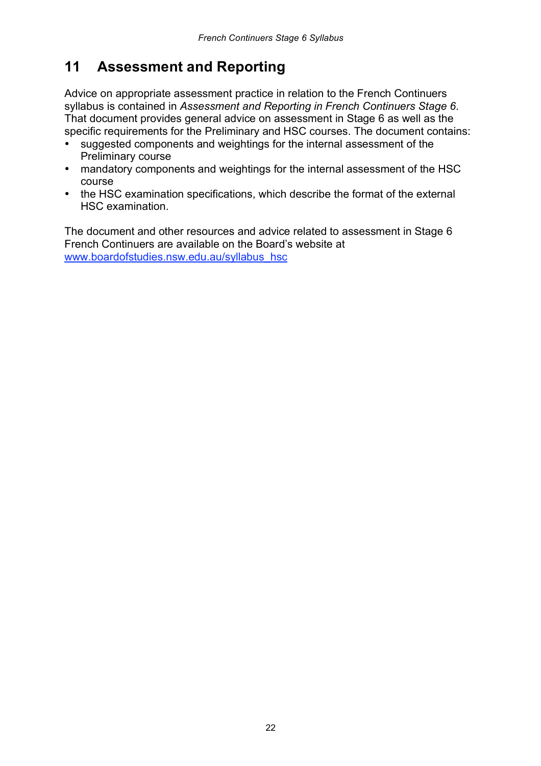# 11 Assessment and Reporting

Advice on appropriate assessment practice in relation to the French Continuers syllabus is contained in *Assessment and Reporting in French Continuers Stage 6*. That document provides general advice on assessment in Stage 6 as well as the specific requirements for the Preliminary and HSC courses. The document contains:

- suggested components and weightings for the internal assessment of the Preliminary course
- mandatory components and weightings for the internal assessment of the HSC course
- the HSC examination specifications, which describe the format of the external HSC examination.

The document and other resources and advice related to assessment in Stage 6 French Continuers are available on the Board's website at [www.boardofstudies.nsw.edu.au/syllabus_hsc](www.boardofstudies.nsw.edu.au/syllabus_hsc)